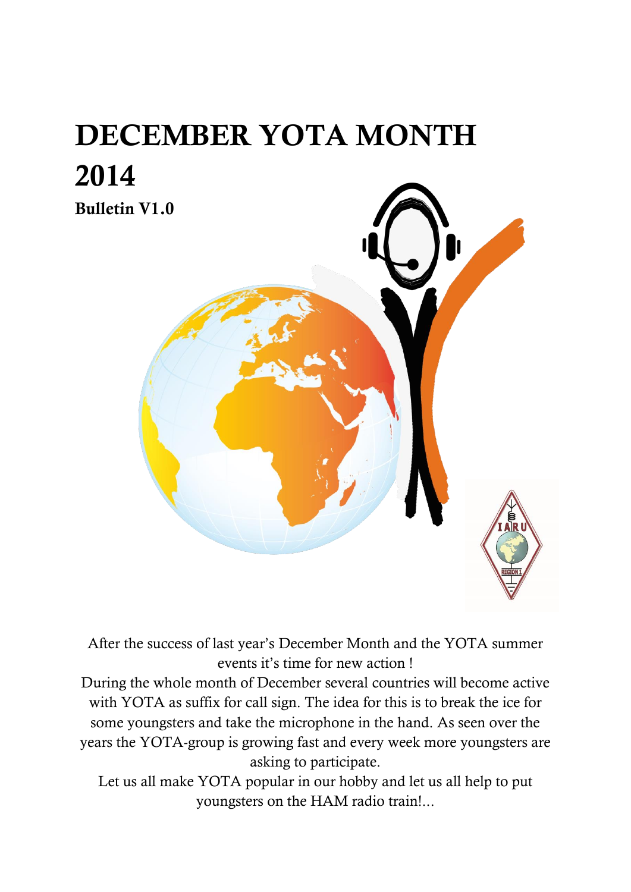# DECEMBER YOTA MONTH 2014

**Bulletin V1.0**

After the success of last year's December Month and the YOTA summer events it's time for new action !

During the whole month of December several countries will become active with YOTA as suffix for call sign. The idea for this is to break the ice for some youngsters and take the microphone in the hand. As seen over the years the YOTA-group is growing fast and every week more youngsters are asking to participate.

Let us all make YOTA popular in our hobby and let us all help to put youngsters on the HAM radio train!...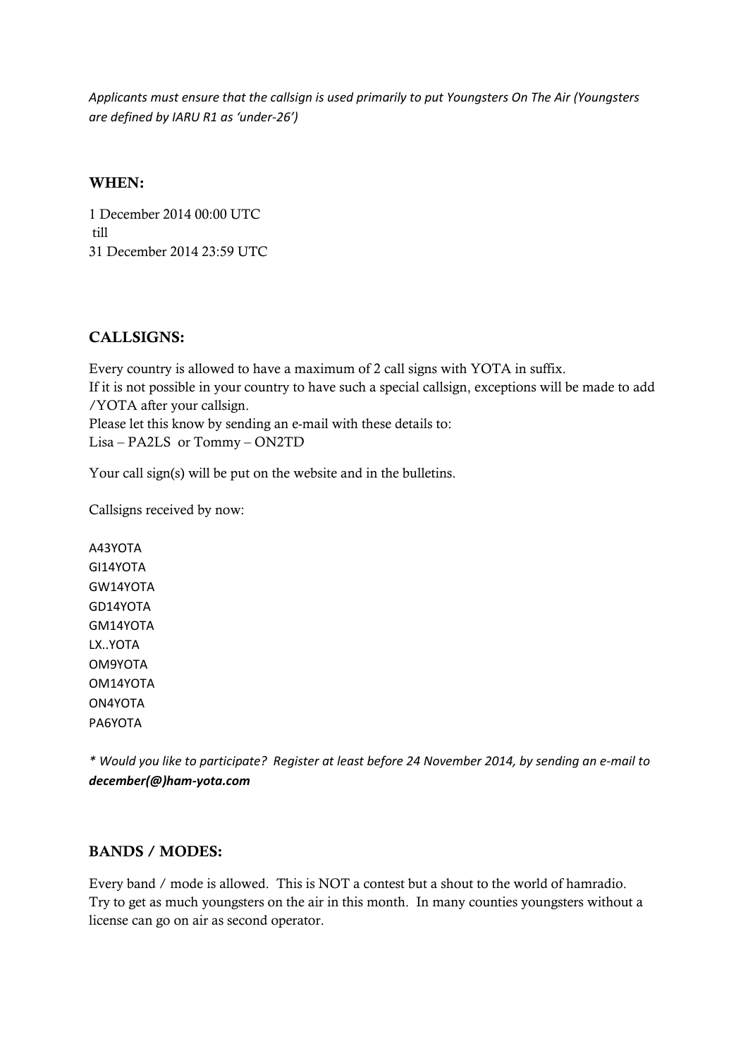*Applicants must ensure that the callsign is used primarily to put Youngsters On The Air (Youngsters are defined by IARU R1 as 'under-26')*

## WHEN:

1 December 2014 00:00 UTC
till
31 December 2014 23:59 UTC

## CALLSIGNS:

Every country is allowed to have a maximum of 2 call signs with YOTA in suffix.
If it is not possible in your country to have such a special callsign, exceptions will be made to add /YOTA after your callsign.
Please let this know by sending an e-mail with these details to:
Lisa – PA2LS or Tommy – ON2TD

Your call sign(s) will be put on the website and in the bulletins.

Callsigns received by now:

A43YOTA
GI14YOTA
GW14YOTA
GD14YOTA
GM14YOTA
LX..YOTA
OM9YOTA
OM14YOTA
ON4YOTA
PA6YOTA

*\* Would you like to participate? Register at least before 24 November 2014, by sending an e-mail to* ***december(@)ham-yota.com***

## BANDS / MODES:

Every band / mode is allowed. This is NOT a contest but a shout to the world of hamradio.
Try to get as much youngsters on the air in this month. In many counties youngsters without a license can go on air as second operator.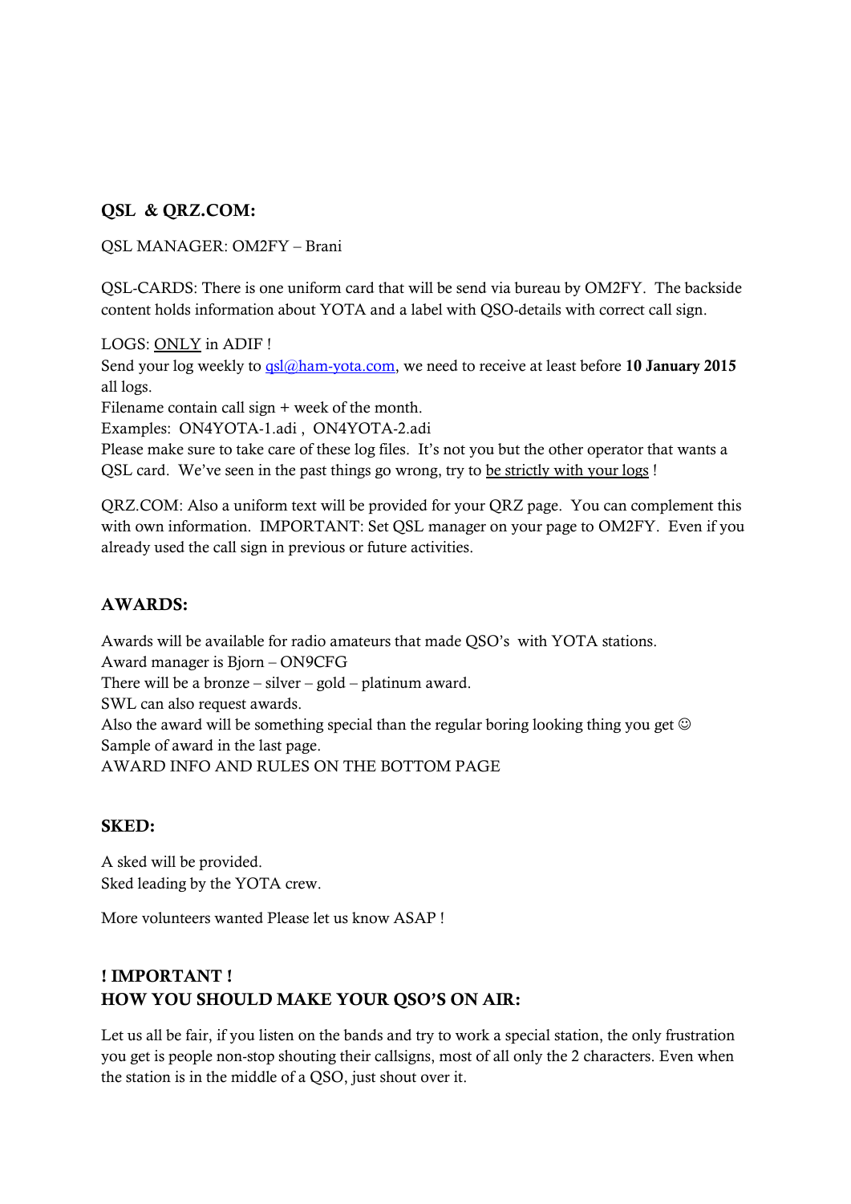## QSL & QRZ.COM:

QSL MANAGER: OM2FY – Brani

QSL-CARDS: There is one uniform card that will be send via bureau by OM2FY. The backside content holds information about YOTA and a label with QSO-details with correct call sign.

LOGS: <u>ONLY</u> in ADIF !
Send your log weekly to [qsl@ham-yota.com](mailto:qsl@ham-yota.com), we need to receive at least before **10 January 2015** all logs.
Filename contain call sign + week of the month.
Examples: ON4YOTA-1.adi , ON4YOTA-2.adi
Please make sure to take care of these log files. It's not you but the other operator that wants a QSL card. We've seen in the past things go wrong, try to <u>be strictly with your logs</u> !

QRZ.COM: Also a uniform text will be provided for your QRZ page. You can complement this with own information. IMPORTANT: Set QSL manager on your page to OM2FY. Even if you already used the call sign in previous or future activities.

## AWARDS:

Awards will be available for radio amateurs that made QSO's with YOTA stations.
Award manager is Bjorn – ON9CFG
There will be a bronze – silver – gold – platinum award.
SWL can also request awards.
Also the award will be something special than the regular boring looking thing you get ☺
Sample of award in the last page.
AWARD INFO AND RULES ON THE BOTTOM PAGE

## SKED:

A sked will be provided.
Sked leading by the YOTA crew.

More volunteers wanted Please let us know ASAP !

## ! IMPORTANT !
## HOW YOU SHOULD MAKE YOUR QSO'S ON AIR:

Let us all be fair, if you listen on the bands and try to work a special station, the only frustration you get is people non-stop shouting their callsigns, most of all only the 2 characters. Even when the station is in the middle of a QSO, just shout over it.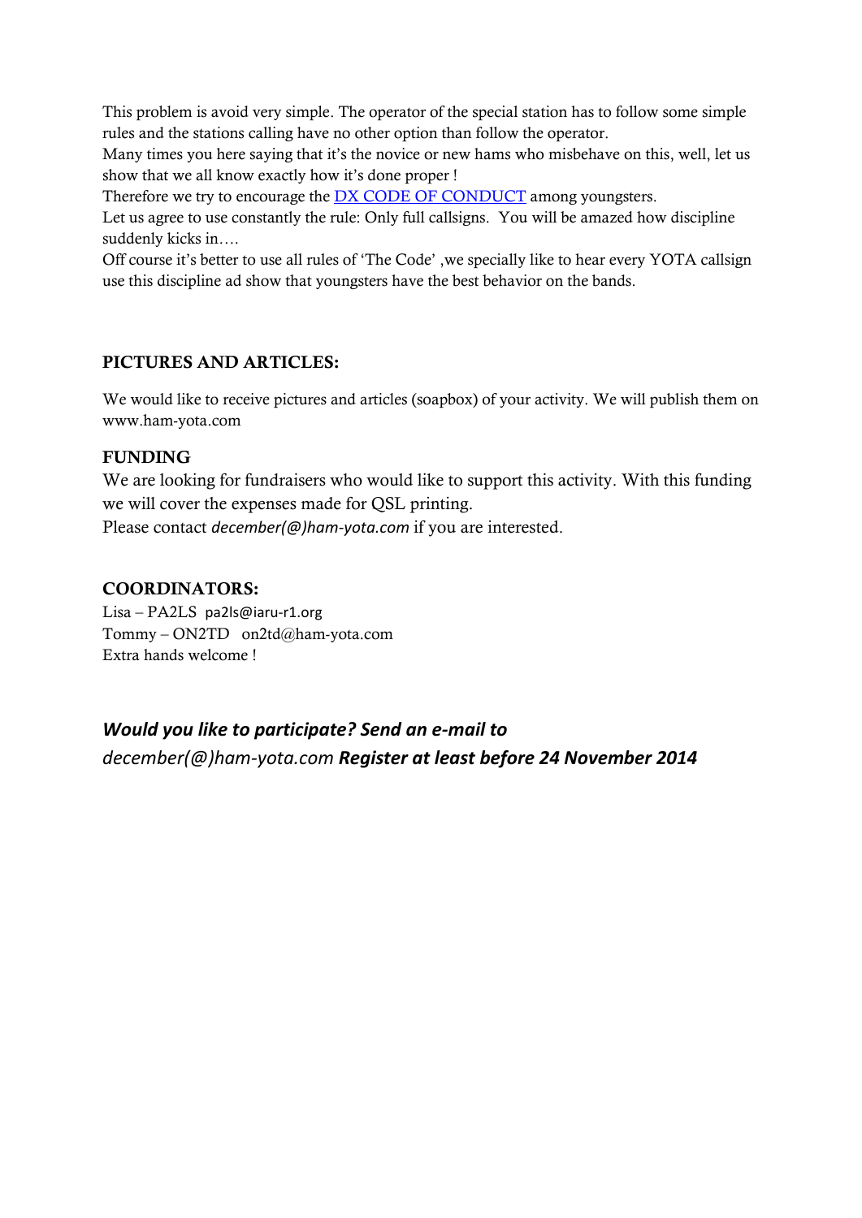This problem is avoid very simple. The operator of the special station has to follow some simple rules and the stations calling have no other option than follow the operator.
Many times you here saying that it's the novice or new hams who misbehave on this, well, let us show that we all know exactly how it's done proper !
Therefore we try to encourage the DX CODE OF CONDUCT among youngsters.
Let us agree to use constantly the rule: Only full callsigns. You will be amazed how discipline suddenly kicks in….
Off course it's better to use all rules of 'The Code' ,we specially like to hear every YOTA callsign use this discipline ad show that youngsters have the best behavior on the bands.

### PICTURES AND ARTICLES:

We would like to receive pictures and articles (soapbox) of your activity. We will publish them on www.ham-yota.com

### FUNDING

We are looking for fundraisers who would like to support this activity. With this funding we will cover the expenses made for QSL printing.
Please contact *december(@)ham-yota.com* if you are interested.

### COORDINATORS:

Lisa – PA2LS pa2ls@iaru-r1.org
Tommy – ON2TD on2td@ham-yota.com
Extra hands welcome !

***Would you like to participate? Send an e-mail to***
*december(@)ham-yota.com* ***Register at least before 24 November 2014***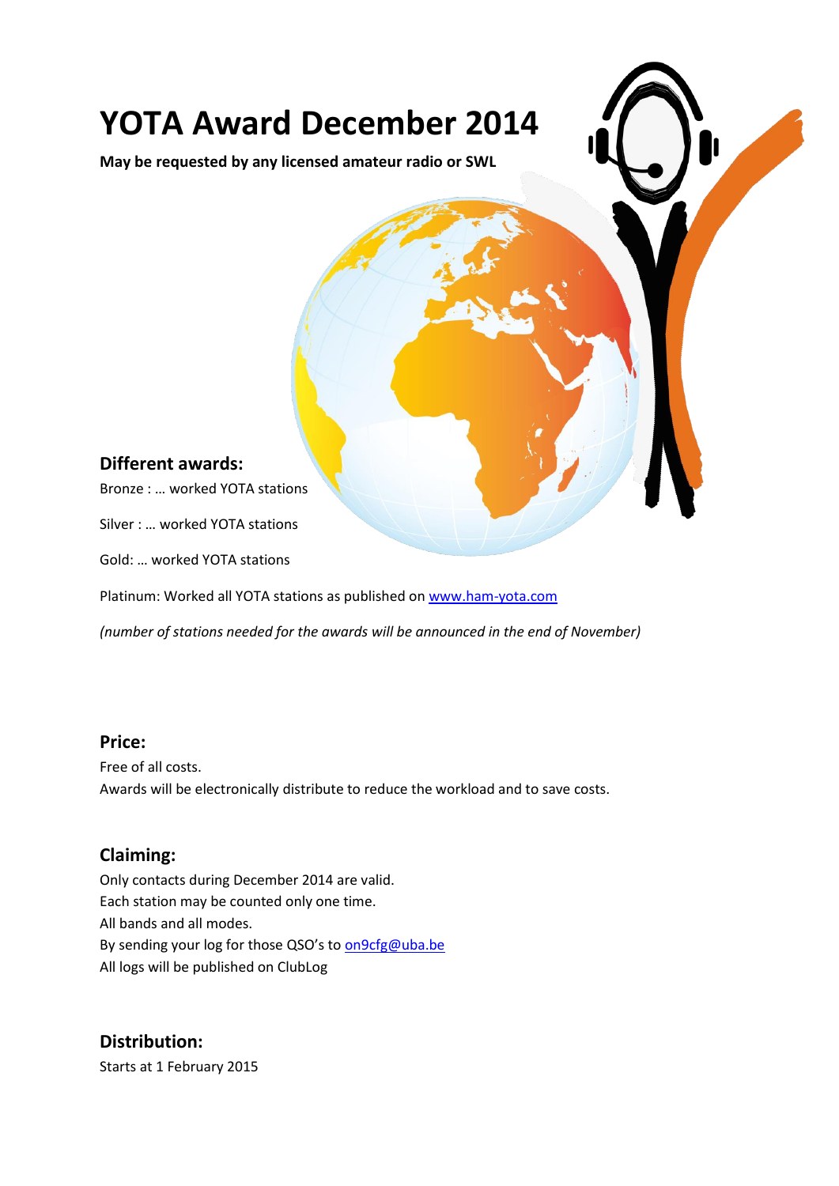# YOTA Award December 2014

**May be requested by any licensed amateur radio or SWL**

## Different awards:

Bronze : … worked YOTA stations

Silver : … worked YOTA stations

Gold: … worked YOTA stations

Platinum: Worked all YOTA stations as published on www.ham-yota.com

*(number of stations needed for the awards will be announced in the end of November)*

## Price:

Free of all costs.
Awards will be electronically distribute to reduce the workload and to save costs.

## Claiming:

Only contacts during December 2014 are valid.
Each station may be counted only one time.
All bands and all modes.
By sending your log for those QSO's to on9cfg@uba.be
All logs will be published on ClubLog

## Distribution:

Starts at 1 February 2015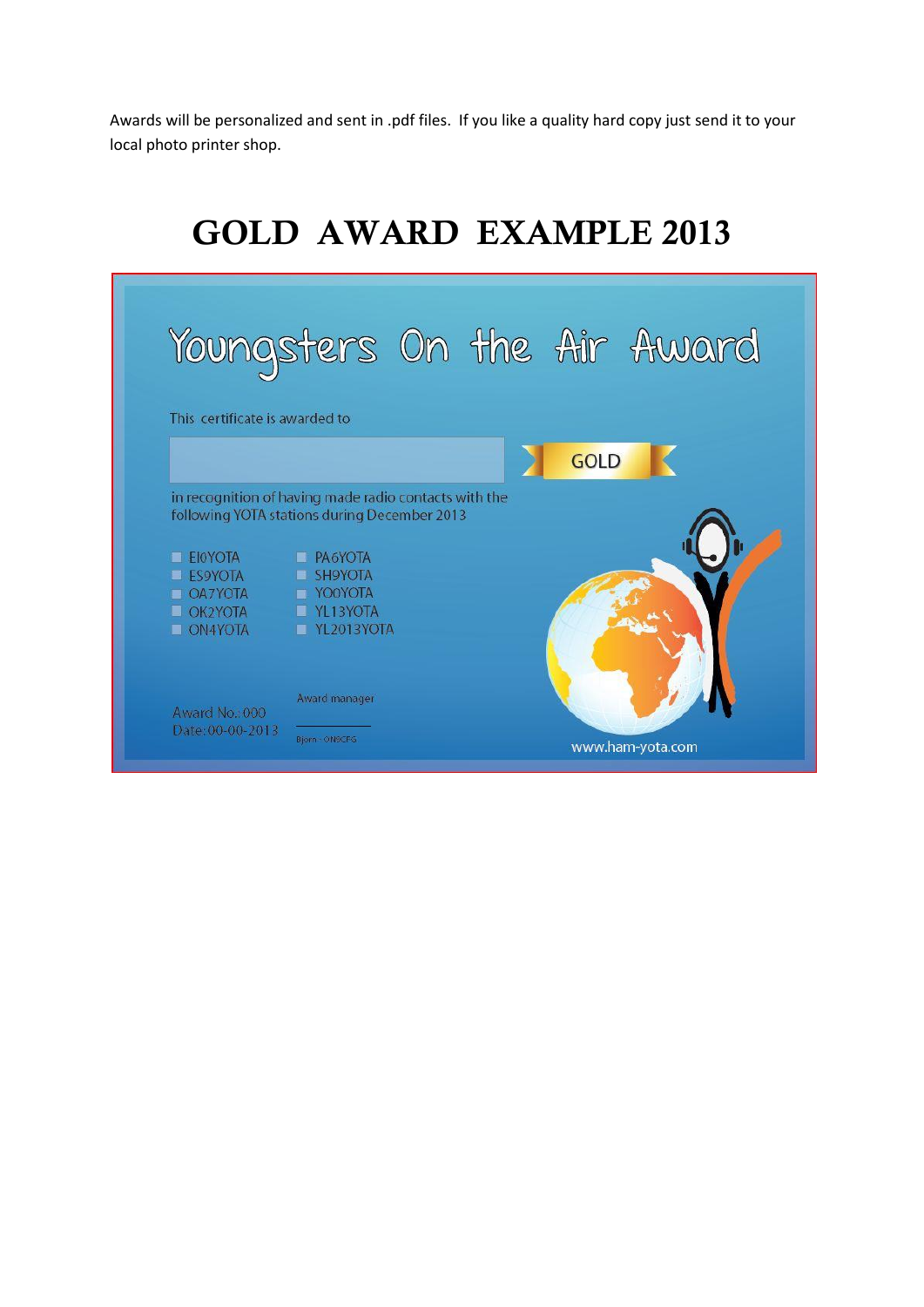Awards will be personalized and sent in .pdf files. If you like a quality hard copy just send it to your local photo printer shop.

# GOLD AWARD EXAMPLE 2013

Youngsters On the Air Award

This certificate is awarded to

GOLD

in recognition of having made radio contacts with the following YOTA stations during December 2013

- EI0YOTA
- ES9YOTA
- OA7YOTA
- OK2YOTA
- ON4YOTA
- PA6YOTA
- SH9YOTA
- YO0YOTA
- YL13YOTA
- YL2013YOTA

Award No.: 000
Date: 00-00-2013

Award manager

Bjorn - ON9CFG

www.ham-yota.com